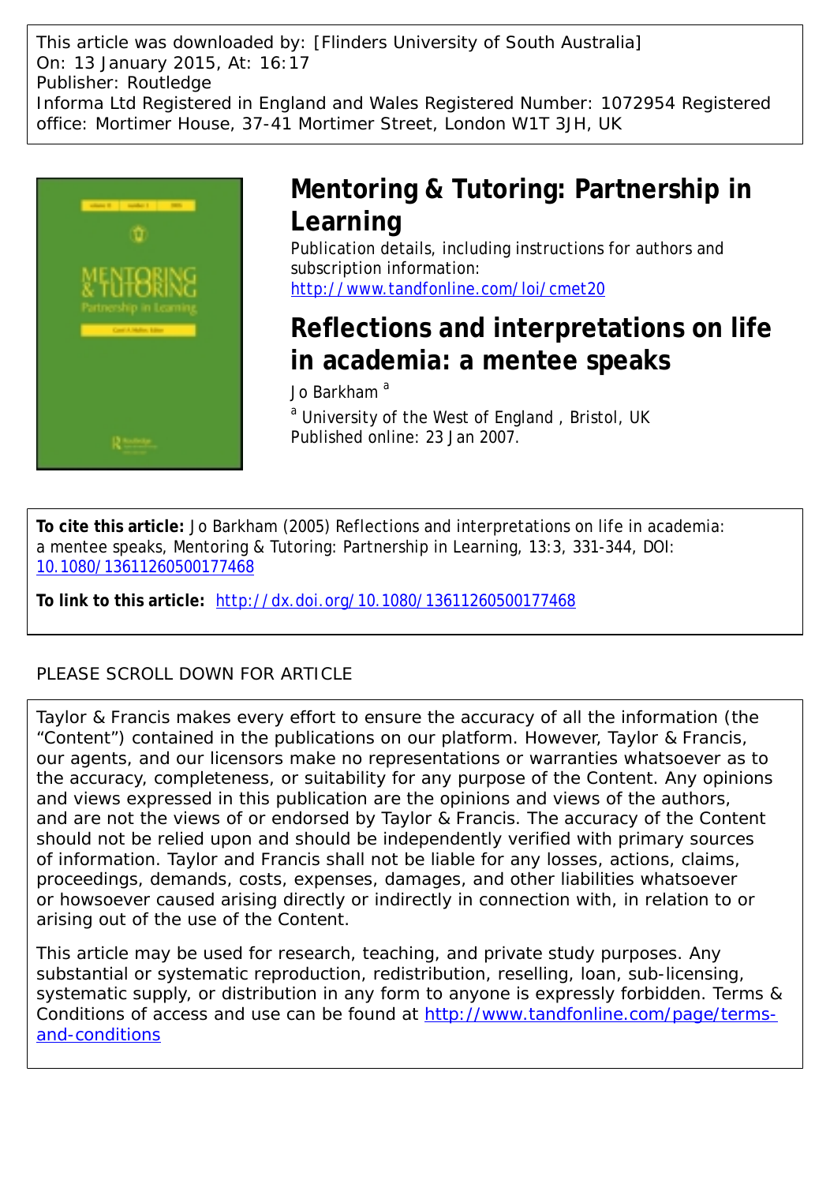This article was downloaded by: [Flinders University of South Australia]
On: 13 January 2015, At: 16:17
Publisher: Routledge
Informa Ltd Registered in England and Wales Registered Number: 1072954 Registered office: Mortimer House, 37-41 Mortimer Street, London W1T 3JH, UK

# Mentoring & Tutoring: Partnership in Learning

Publication details, including instructions for authors and subscription information:
http://www.tandfonline.com/loi/cmet20

# Reflections and interpretations on life in academia: a mentee speaks

Jo Barkham [a]

[a] University of the West of England , Bristol, UK

Published online: 23 Jan 2007.

**To cite this article:** Jo Barkham (2005) Reflections and interpretations on life in academia: a mentee speaks, Mentoring & Tutoring: Partnership in Learning, 13:3, 331-344, DOI: 10.1080/13611260500177468

**To link to this article:** http://dx.doi.org/10.1080/13611260500177468

PLEASE SCROLL DOWN FOR ARTICLE

Taylor & Francis makes every effort to ensure the accuracy of all the information (the "Content") contained in the publications on our platform. However, Taylor & Francis, our agents, and our licensors make no representations or warranties whatsoever as to the accuracy, completeness, or suitability for any purpose of the Content. Any opinions and views expressed in this publication are the opinions and views of the authors, and are not the views of or endorsed by Taylor & Francis. The accuracy of the Content should not be relied upon and should be independently verified with primary sources of information. Taylor and Francis shall not be liable for any losses, actions, claims, proceedings, demands, costs, expenses, damages, and other liabilities whatsoever or howsoever caused arising directly or indirectly in connection with, in relation to or arising out of the use of the Content.

This article may be used for research, teaching, and private study purposes. Any substantial or systematic reproduction, redistribution, reselling, loan, sub-licensing, systematic supply, or distribution in any form to anyone is expressly forbidden. Terms & Conditions of access and use can be found at http://www.tandfonline.com/page/terms-and-conditions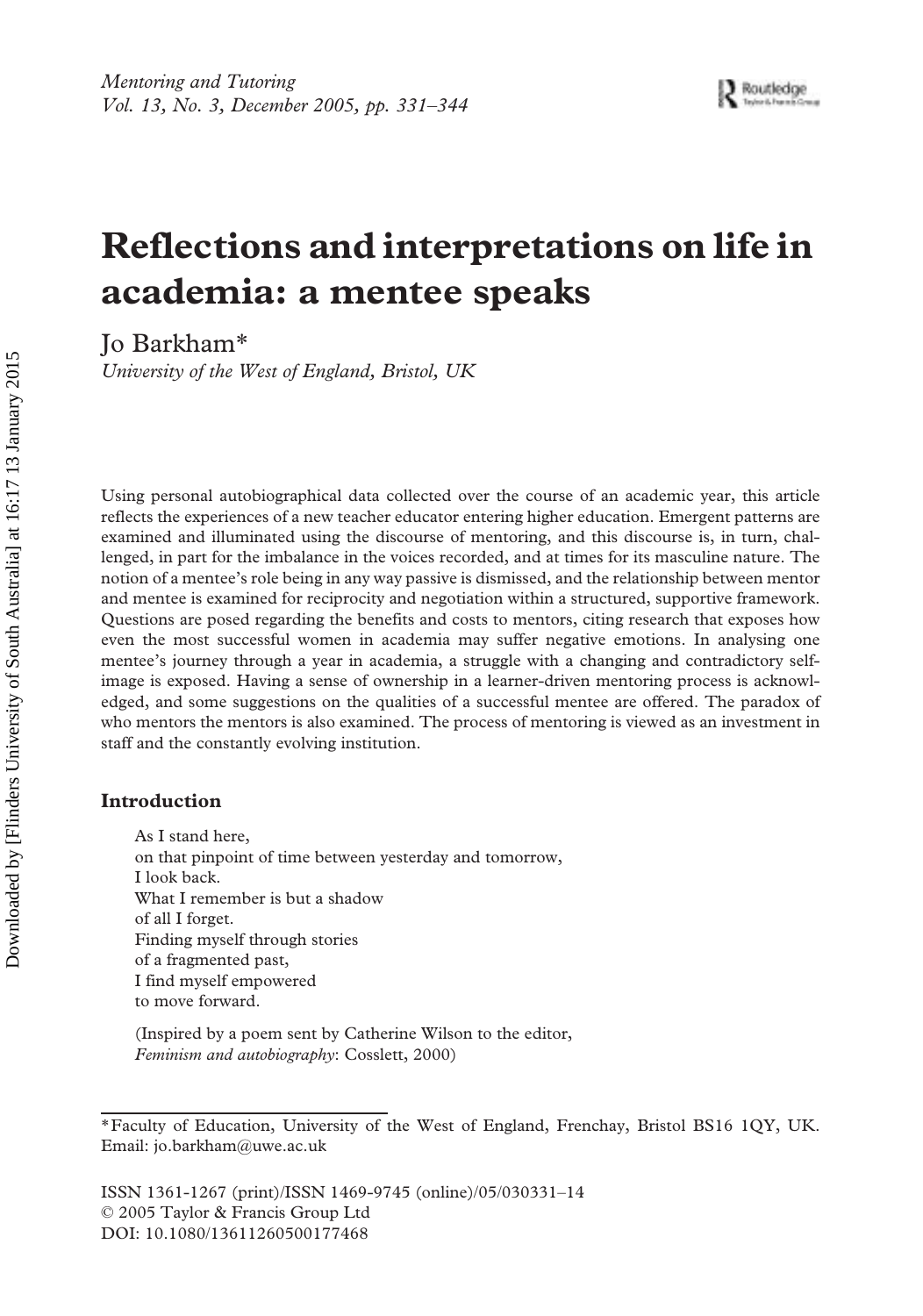# Reflections and interpretations on life in academia: a mentee speaks

Jo Barkham*

*University of the West of England, Bristol, UK*

Using personal autobiographical data collected over the course of an academic year, this article reflects the experiences of a new teacher educator entering higher education. Emergent patterns are examined and illuminated using the discourse of mentoring, and this discourse is, in turn, challenged, in part for the imbalance in the voices recorded, and at times for its masculine nature. The notion of a mentee's role being in any way passive is dismissed, and the relationship between mentor and mentee is examined for reciprocity and negotiation within a structured, supportive framework. Questions are posed regarding the benefits and costs to mentors, citing research that exposes how even the most successful women in academia may suffer negative emotions. In analysing one mentee's journey through a year in academia, a struggle with a changing and contradictory self-image is exposed. Having a sense of ownership in a learner-driven mentoring process is acknowledged, and some suggestions on the qualities of a successful mentee are offered. The paradox of who mentors the mentors is also examined. The process of mentoring is viewed as an investment in staff and the constantly evolving institution.

## Introduction

> As I stand here,
> on that pinpoint of time between yesterday and tomorrow,
> I look back.
> What I remember is but a shadow
> of all I forget.
> Finding myself through stories
> of a fragmented past,
> I find myself empowered
> to move forward.
>
> (Inspired by a poem sent by Catherine Wilson to the editor, *Feminism and autobiography*: Cosslett, 2000)

*Faculty of Education, University of the West of England, Frenchay, Bristol BS16 1QY, UK. Email: jo.barkham@uwe.ac.uk

ISSN 1361-1267 (print)/ISSN 1469-9745 (online)/05/030331–14
© 2005 Taylor & Francis Group Ltd
DOI: 10.1080/13611260500177468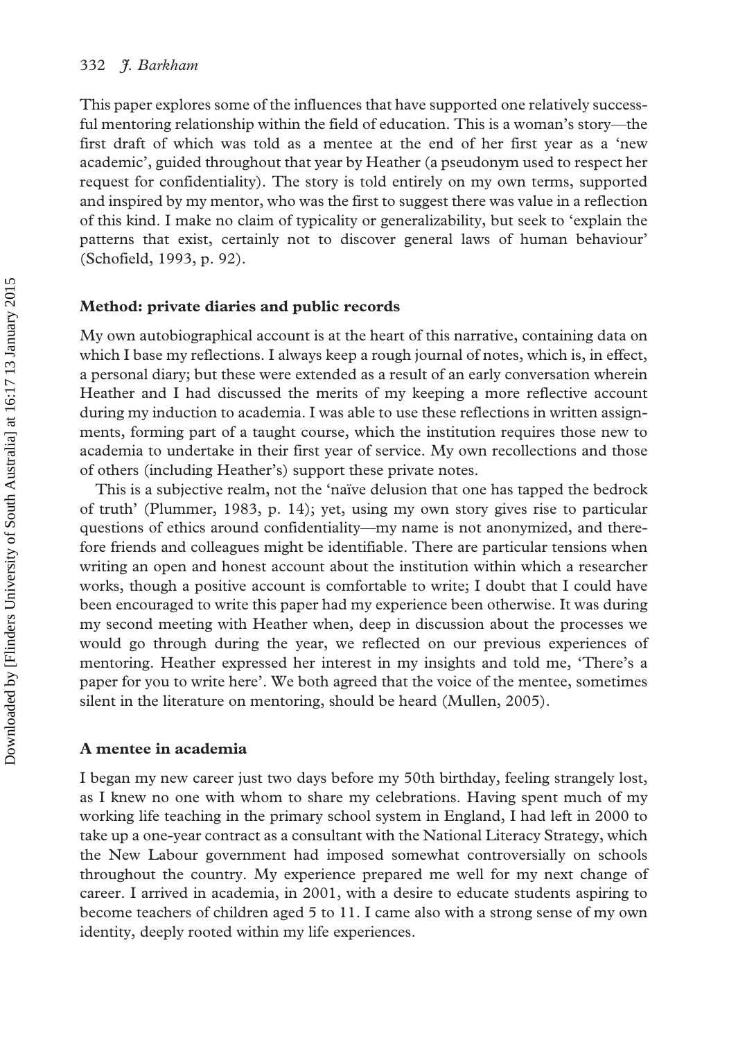This paper explores some of the influences that have supported one relatively successful mentoring relationship within the field of education. This is a woman's story—the first draft of which was told as a mentee at the end of her first year as a 'new academic', guided throughout that year by Heather (a pseudonym used to respect her request for confidentiality). The story is told entirely on my own terms, supported and inspired by my mentor, who was the first to suggest there was value in a reflection of this kind. I make no claim of typicality or generalizability, but seek to 'explain the patterns that exist, certainly not to discover general laws of human behaviour' (Schofield, 1993, p. 92).

### Method: private diaries and public records

My own autobiographical account is at the heart of this narrative, containing data on which I base my reflections. I always keep a rough journal of notes, which is, in effect, a personal diary; but these were extended as a result of an early conversation wherein Heather and I had discussed the merits of my keeping a more reflective account during my induction to academia. I was able to use these reflections in written assignments, forming part of a taught course, which the institution requires those new to academia to undertake in their first year of service. My own recollections and those of others (including Heather's) support these private notes.

This is a subjective realm, not the 'naïve delusion that one has tapped the bedrock of truth' (Plummer, 1983, p. 14); yet, using my own story gives rise to particular questions of ethics around confidentiality—my name is not anonymized, and therefore friends and colleagues might be identifiable. There are particular tensions when writing an open and honest account about the institution within which a researcher works, though a positive account is comfortable to write; I doubt that I could have been encouraged to write this paper had my experience been otherwise. It was during my second meeting with Heather when, deep in discussion about the processes we would go through during the year, we reflected on our previous experiences of mentoring. Heather expressed her interest in my insights and told me, 'There's a paper for you to write here'. We both agreed that the voice of the mentee, sometimes silent in the literature on mentoring, should be heard (Mullen, 2005).

### A mentee in academia

I began my new career just two days before my 50th birthday, feeling strangely lost, as I knew no one with whom to share my celebrations. Having spent much of my working life teaching in the primary school system in England, I had left in 2000 to take up a one-year contract as a consultant with the National Literacy Strategy, which the New Labour government had imposed somewhat controversially on schools throughout the country. My experience prepared me well for my next change of career. I arrived in academia, in 2001, with a desire to educate students aspiring to become teachers of children aged 5 to 11. I came also with a strong sense of my own identity, deeply rooted within my life experiences.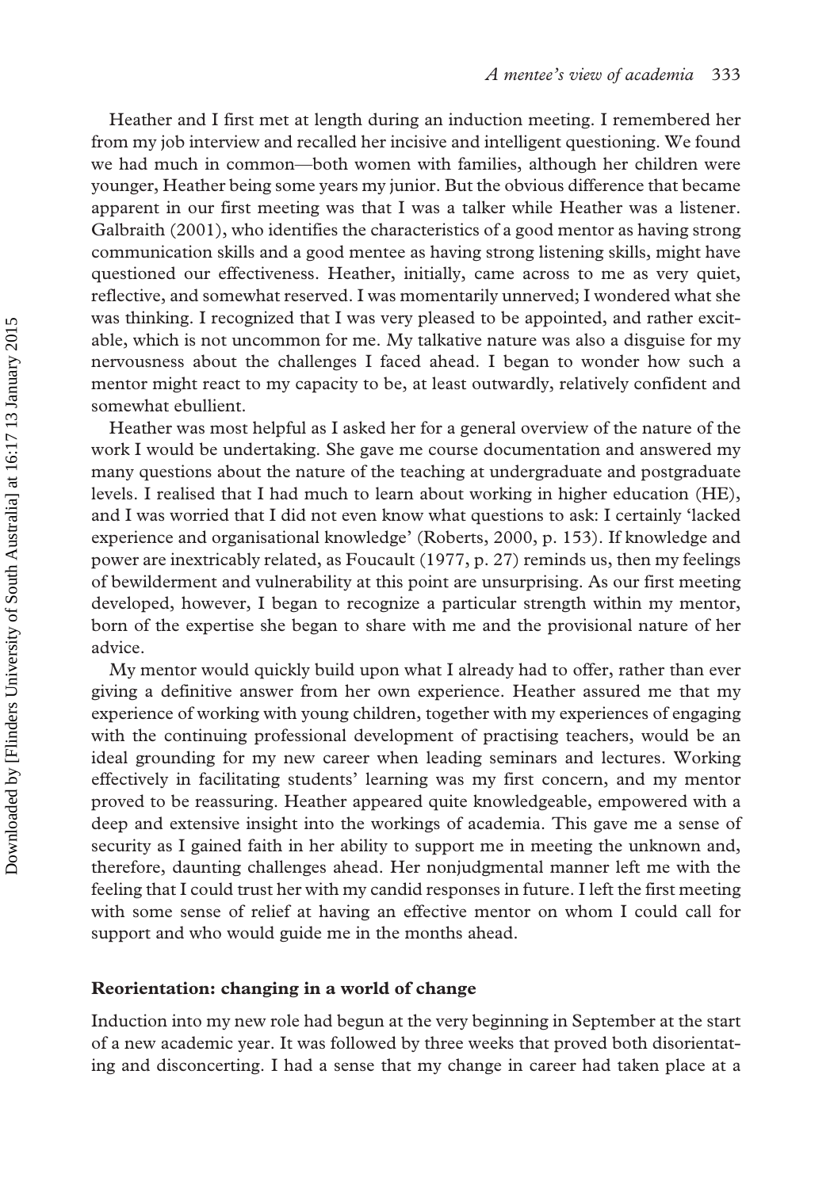Heather and I first met at length during an induction meeting. I remembered her from my job interview and recalled her incisive and intelligent questioning. We found we had much in common—both women with families, although her children were younger, Heather being some years my junior. But the obvious difference that became apparent in our first meeting was that I was a talker while Heather was a listener. Galbraith (2001), who identifies the characteristics of a good mentor as having strong communication skills and a good mentee as having strong listening skills, might have questioned our effectiveness. Heather, initially, came across to me as very quiet, reflective, and somewhat reserved. I was momentarily unnerved; I wondered what she was thinking. I recognized that I was very pleased to be appointed, and rather excitable, which is not uncommon for me. My talkative nature was also a disguise for my nervousness about the challenges I faced ahead. I began to wonder how such a mentor might react to my capacity to be, at least outwardly, relatively confident and somewhat ebullient.

Heather was most helpful as I asked her for a general overview of the nature of the work I would be undertaking. She gave me course documentation and answered my many questions about the nature of the teaching at undergraduate and postgraduate levels. I realised that I had much to learn about working in higher education (HE), and I was worried that I did not even know what questions to ask: I certainly 'lacked experience and organisational knowledge' (Roberts, 2000, p. 153). If knowledge and power are inextricably related, as Foucault (1977, p. 27) reminds us, then my feelings of bewilderment and vulnerability at this point are unsurprising. As our first meeting developed, however, I began to recognize a particular strength within my mentor, born of the expertise she began to share with me and the provisional nature of her advice.

My mentor would quickly build upon what I already had to offer, rather than ever giving a definitive answer from her own experience. Heather assured me that my experience of working with young children, together with my experiences of engaging with the continuing professional development of practising teachers, would be an ideal grounding for my new career when leading seminars and lectures. Working effectively in facilitating students' learning was my first concern, and my mentor proved to be reassuring. Heather appeared quite knowledgeable, empowered with a deep and extensive insight into the workings of academia. This gave me a sense of security as I gained faith in her ability to support me in meeting the unknown and, therefore, daunting challenges ahead. Her nonjudgmental manner left me with the feeling that I could trust her with my candid responses in future. I left the first meeting with some sense of relief at having an effective mentor on whom I could call for support and who would guide me in the months ahead.

## Reorientation: changing in a world of change

Induction into my new role had begun at the very beginning in September at the start of a new academic year. It was followed by three weeks that proved both disorientating and disconcerting. I had a sense that my change in career had taken place at a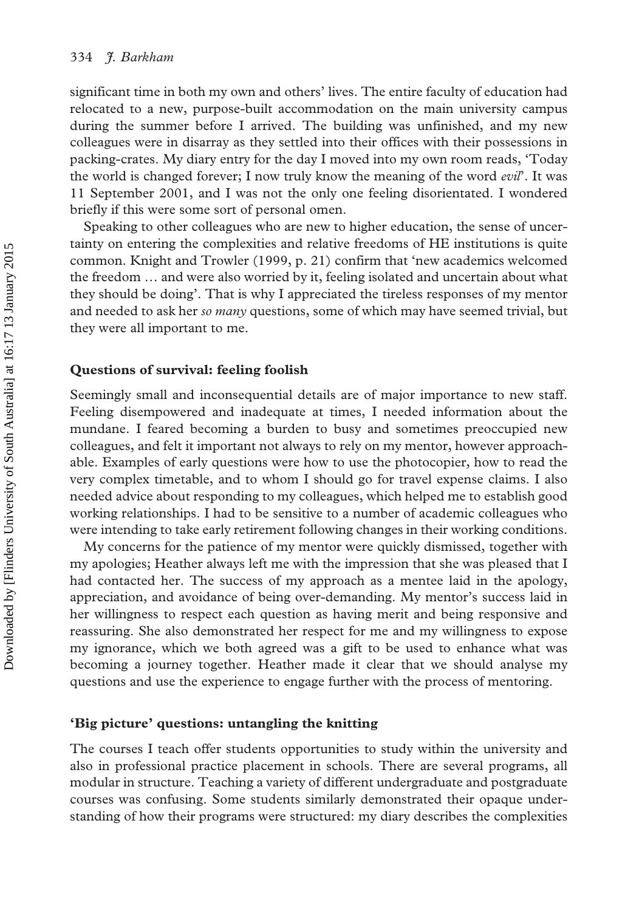significant time in both my own and others' lives. The entire faculty of education had relocated to a new, purpose-built accommodation on the main university campus during the summer before I arrived. The building was unfinished, and my new colleagues were in disarray as they settled into their offices with their possessions in packing-crates. My diary entry for the day I moved into my own room reads, 'Today the world is changed forever; I now truly know the meaning of the word *evil*'. It was 11 September 2001, and I was not the only one feeling disorientated. I wondered briefly if this were some sort of personal omen.

Speaking to other colleagues who are new to higher education, the sense of uncertainty on entering the complexities and relative freedoms of HE institutions is quite common. Knight and Trowler (1999, p. 21) confirm that 'new academics welcomed the freedom … and were also worried by it, feeling isolated and uncertain about what they should be doing'. That is why I appreciated the tireless responses of my mentor and needed to ask her *so many* questions, some of which may have seemed trivial, but they were all important to me.

### Questions of survival: feeling foolish

Seemingly small and inconsequential details are of major importance to new staff. Feeling disempowered and inadequate at times, I needed information about the mundane. I feared becoming a burden to busy and sometimes preoccupied new colleagues, and felt it important not always to rely on my mentor, however approachable. Examples of early questions were how to use the photocopier, how to read the very complex timetable, and to whom I should go for travel expense claims. I also needed advice about responding to my colleagues, which helped me to establish good working relationships. I had to be sensitive to a number of academic colleagues who were intending to take early retirement following changes in their working conditions.

My concerns for the patience of my mentor were quickly dismissed, together with my apologies; Heather always left me with the impression that she was pleased that I had contacted her. The success of my approach as a mentee laid in the apology, appreciation, and avoidance of being over-demanding. My mentor's success laid in her willingness to respect each question as having merit and being responsive and reassuring. She also demonstrated her respect for me and my willingness to expose my ignorance, which we both agreed was a gift to be used to enhance what was becoming a journey together. Heather made it clear that we should analyse my questions and use the experience to engage further with the process of mentoring.

### 'Big picture' questions: untangling the knitting

The courses I teach offer students opportunities to study within the university and also in professional practice placement in schools. There are several programs, all modular in structure. Teaching a variety of different undergraduate and postgraduate courses was confusing. Some students similarly demonstrated their opaque understanding of how their programs were structured: my diary describes the complexities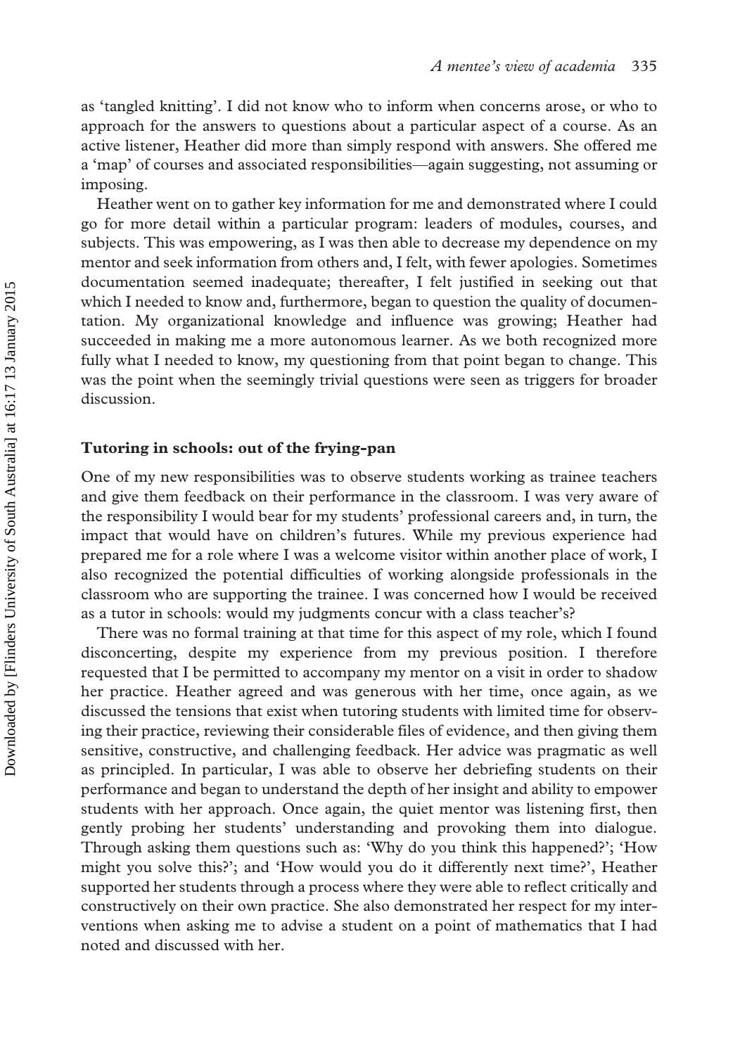as 'tangled knitting'. I did not know who to inform when concerns arose, or who to approach for the answers to questions about a particular aspect of a course. As an active listener, Heather did more than simply respond with answers. She offered me a 'map' of courses and associated responsibilities—again suggesting, not assuming or imposing.

Heather went on to gather key information for me and demonstrated where I could go for more detail within a particular program: leaders of modules, courses, and subjects. This was empowering, as I was then able to decrease my dependence on my mentor and seek information from others and, I felt, with fewer apologies. Sometimes documentation seemed inadequate; thereafter, I felt justified in seeking out that which I needed to know and, furthermore, began to question the quality of documentation. My organizational knowledge and influence was growing; Heather had succeeded in making me a more autonomous learner. As we both recognized more fully what I needed to know, my questioning from that point began to change. This was the point when the seemingly trivial questions were seen as triggers for broader discussion.

### Tutoring in schools: out of the frying-pan

One of my new responsibilities was to observe students working as trainee teachers and give them feedback on their performance in the classroom. I was very aware of the responsibility I would bear for my students' professional careers and, in turn, the impact that would have on children's futures. While my previous experience had prepared me for a role where I was a welcome visitor within another place of work, I also recognized the potential difficulties of working alongside professionals in the classroom who are supporting the trainee. I was concerned how I would be received as a tutor in schools: would my judgments concur with a class teacher's?

There was no formal training at that time for this aspect of my role, which I found disconcerting, despite my experience from my previous position. I therefore requested that I be permitted to accompany my mentor on a visit in order to shadow her practice. Heather agreed and was generous with her time, once again, as we discussed the tensions that exist when tutoring students with limited time for observing their practice, reviewing their considerable files of evidence, and then giving them sensitive, constructive, and challenging feedback. Her advice was pragmatic as well as principled. In particular, I was able to observe her debriefing students on their performance and began to understand the depth of her insight and ability to empower students with her approach. Once again, the quiet mentor was listening first, then gently probing her students' understanding and provoking them into dialogue. Through asking them questions such as: 'Why do you think this happened?'; 'How might you solve this?'; and 'How would you do it differently next time?', Heather supported her students through a process where they were able to reflect critically and constructively on their own practice. She also demonstrated her respect for my interventions when asking me to advise a student on a point of mathematics that I had noted and discussed with her.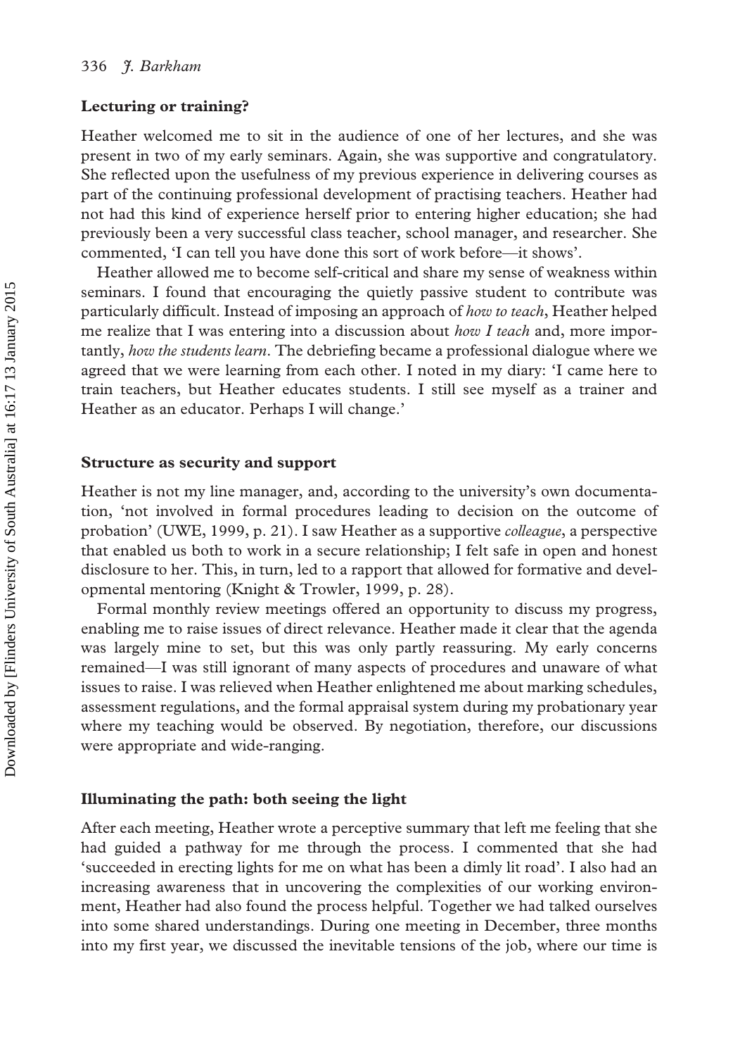### Lecturing or training?

Heather welcomed me to sit in the audience of one of her lectures, and she was present in two of my early seminars. Again, she was supportive and congratulatory. She reflected upon the usefulness of my previous experience in delivering courses as part of the continuing professional development of practising teachers. Heather had not had this kind of experience herself prior to entering higher education; she had previously been a very successful class teacher, school manager, and researcher. She commented, 'I can tell you have done this sort of work before—it shows'.

Heather allowed me to become self-critical and share my sense of weakness within seminars. I found that encouraging the quietly passive student to contribute was particularly difficult. Instead of imposing an approach of *how to teach*, Heather helped me realize that I was entering into a discussion about *how I teach* and, more importantly, *how the students learn*. The debriefing became a professional dialogue where we agreed that we were learning from each other. I noted in my diary: 'I came here to train teachers, but Heather educates students. I still see myself as a trainer and Heather as an educator. Perhaps I will change.'

### Structure as security and support

Heather is not my line manager, and, according to the university's own documentation, 'not involved in formal procedures leading to decision on the outcome of probation' (UWE, 1999, p. 21). I saw Heather as a supportive *colleague*, a perspective that enabled us both to work in a secure relationship; I felt safe in open and honest disclosure to her. This, in turn, led to a rapport that allowed for formative and developmental mentoring (Knight & Trowler, 1999, p. 28).

Formal monthly review meetings offered an opportunity to discuss my progress, enabling me to raise issues of direct relevance. Heather made it clear that the agenda was largely mine to set, but this was only partly reassuring. My early concerns remained—I was still ignorant of many aspects of procedures and unaware of what issues to raise. I was relieved when Heather enlightened me about marking schedules, assessment regulations, and the formal appraisal system during my probationary year where my teaching would be observed. By negotiation, therefore, our discussions were appropriate and wide-ranging.

### Illuminating the path: both seeing the light

After each meeting, Heather wrote a perceptive summary that left me feeling that she had guided a pathway for me through the process. I commented that she had 'succeeded in erecting lights for me on what has been a dimly lit road'. I also had an increasing awareness that in uncovering the complexities of our working environment, Heather had also found the process helpful. Together we had talked ourselves into some shared understandings. During one meeting in December, three months into my first year, we discussed the inevitable tensions of the job, where our time is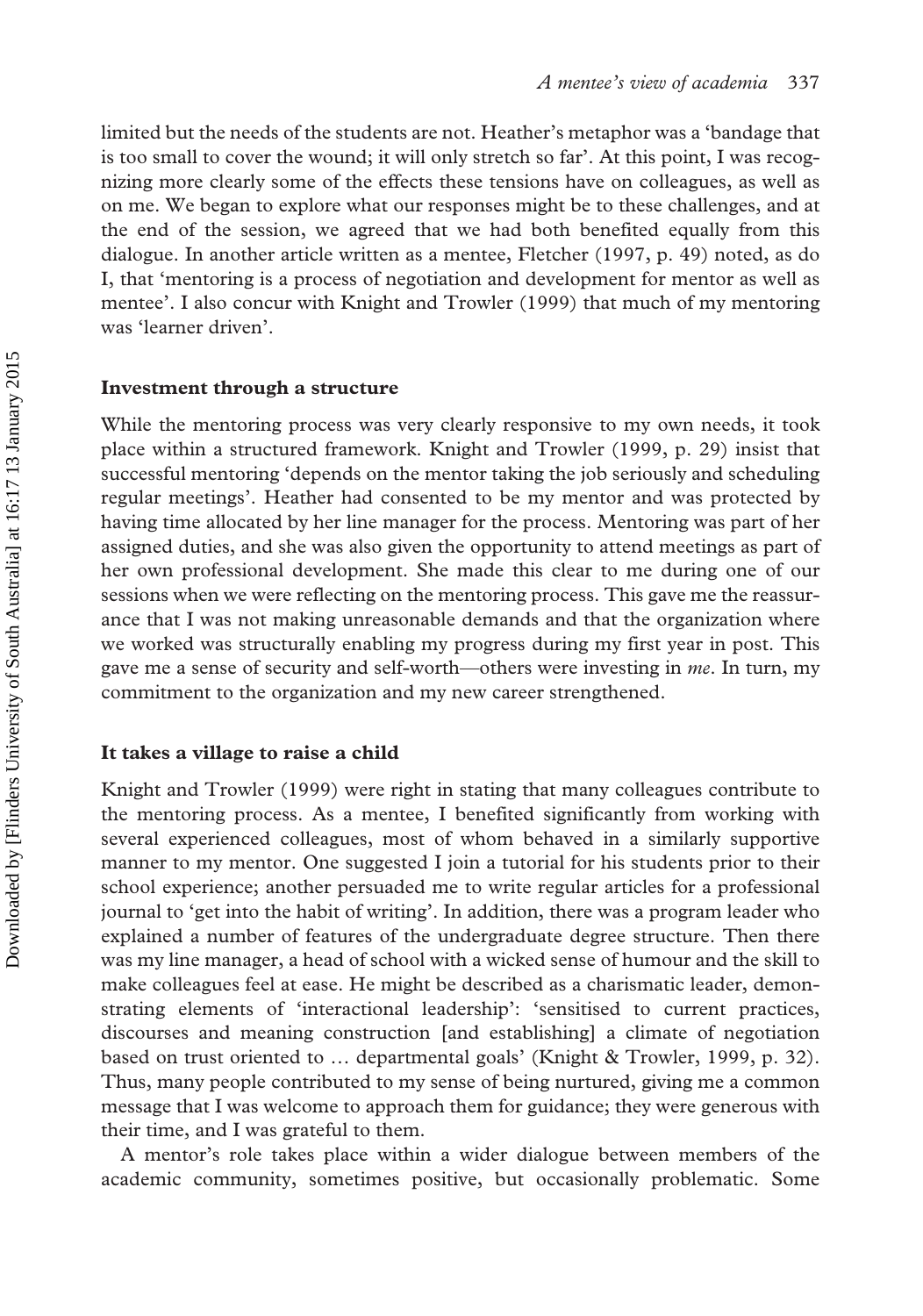limited but the needs of the students are not. Heather's metaphor was a 'bandage that is too small to cover the wound; it will only stretch so far'. At this point, I was recognizing more clearly some of the effects these tensions have on colleagues, as well as on me. We began to explore what our responses might be to these challenges, and at the end of the session, we agreed that we had both benefited equally from this dialogue. In another article written as a mentee, Fletcher (1997, p. 49) noted, as do I, that 'mentoring is a process of negotiation and development for mentor as well as mentee'. I also concur with Knight and Trowler (1999) that much of my mentoring was 'learner driven'.

### Investment through a structure

While the mentoring process was very clearly responsive to my own needs, it took place within a structured framework. Knight and Trowler (1999, p. 29) insist that successful mentoring 'depends on the mentor taking the job seriously and scheduling regular meetings'. Heather had consented to be my mentor and was protected by having time allocated by her line manager for the process. Mentoring was part of her assigned duties, and she was also given the opportunity to attend meetings as part of her own professional development. She made this clear to me during one of our sessions when we were reflecting on the mentoring process. This gave me the reassurance that I was not making unreasonable demands and that the organization where we worked was structurally enabling my progress during my first year in post. This gave me a sense of security and self-worth—others were investing in *me*. In turn, my commitment to the organization and my new career strengthened.

### It takes a village to raise a child

Knight and Trowler (1999) were right in stating that many colleagues contribute to the mentoring process. As a mentee, I benefited significantly from working with several experienced colleagues, most of whom behaved in a similarly supportive manner to my mentor. One suggested I join a tutorial for his students prior to their school experience; another persuaded me to write regular articles for a professional journal to 'get into the habit of writing'. In addition, there was a program leader who explained a number of features of the undergraduate degree structure. Then there was my line manager, a head of school with a wicked sense of humour and the skill to make colleagues feel at ease. He might be described as a charismatic leader, demonstrating elements of 'interactional leadership': 'sensitised to current practices, discourses and meaning construction [and establishing] a climate of negotiation based on trust oriented to … departmental goals' (Knight & Trowler, 1999, p. 32). Thus, many people contributed to my sense of being nurtured, giving me a common message that I was welcome to approach them for guidance; they were generous with their time, and I was grateful to them.

A mentor's role takes place within a wider dialogue between members of the academic community, sometimes positive, but occasionally problematic. Some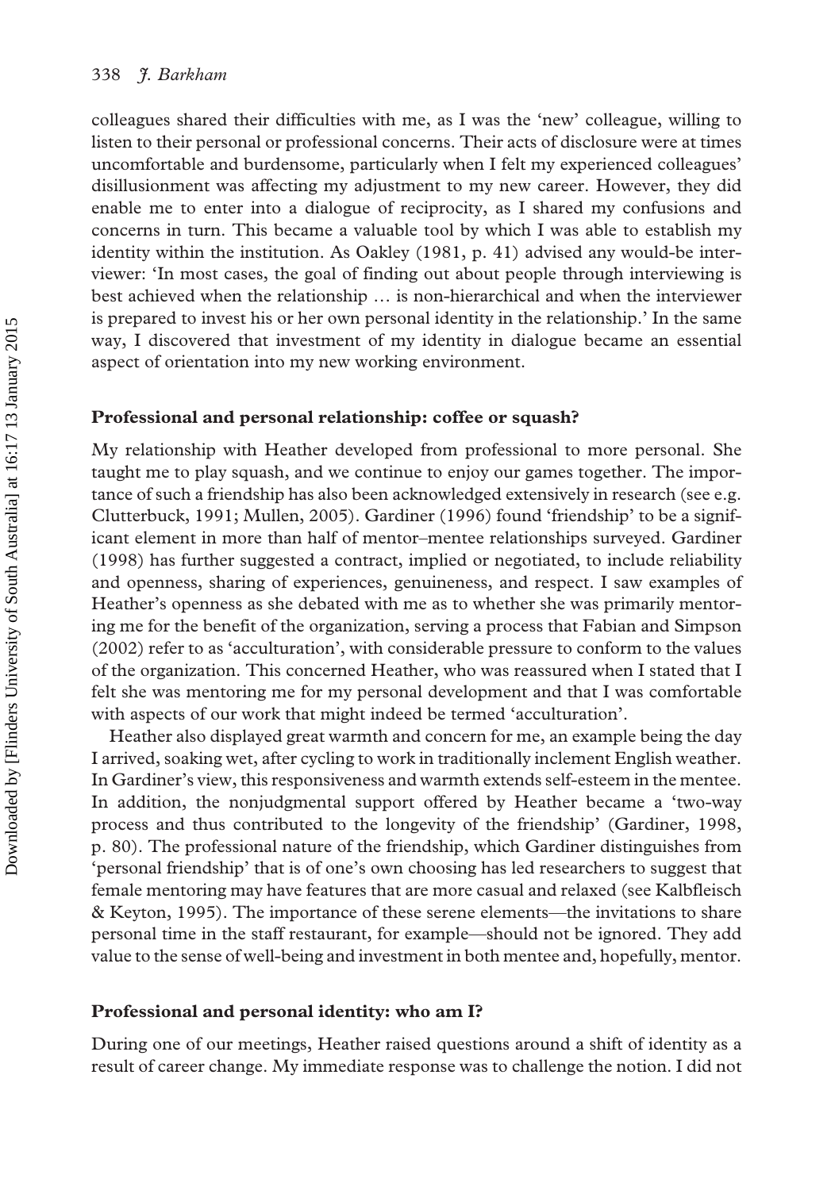colleagues shared their difficulties with me, as I was the 'new' colleague, willing to listen to their personal or professional concerns. Their acts of disclosure were at times uncomfortable and burdensome, particularly when I felt my experienced colleagues' disillusionment was affecting my adjustment to my new career. However, they did enable me to enter into a dialogue of reciprocity, as I shared my confusions and concerns in turn. This became a valuable tool by which I was able to establish my identity within the institution. As Oakley (1981, p. 41) advised any would-be interviewer: 'In most cases, the goal of finding out about people through interviewing is best achieved when the relationship … is non-hierarchical and when the interviewer is prepared to invest his or her own personal identity in the relationship.' In the same way, I discovered that investment of my identity in dialogue became an essential aspect of orientation into my new working environment.

### Professional and personal relationship: coffee or squash?

My relationship with Heather developed from professional to more personal. She taught me to play squash, and we continue to enjoy our games together. The importance of such a friendship has also been acknowledged extensively in research (see e.g. Clutterbuck, 1991; Mullen, 2005). Gardiner (1996) found 'friendship' to be a significant element in more than half of mentor–mentee relationships surveyed. Gardiner (1998) has further suggested a contract, implied or negotiated, to include reliability and openness, sharing of experiences, genuineness, and respect. I saw examples of Heather's openness as she debated with me as to whether she was primarily mentoring me for the benefit of the organization, serving a process that Fabian and Simpson (2002) refer to as 'acculturation', with considerable pressure to conform to the values of the organization. This concerned Heather, who was reassured when I stated that I felt she was mentoring me for my personal development and that I was comfortable with aspects of our work that might indeed be termed 'acculturation'.

Heather also displayed great warmth and concern for me, an example being the day I arrived, soaking wet, after cycling to work in traditionally inclement English weather. In Gardiner's view, this responsiveness and warmth extends self-esteem in the mentee. In addition, the nonjudgmental support offered by Heather became a 'two-way process and thus contributed to the longevity of the friendship' (Gardiner, 1998, p. 80). The professional nature of the friendship, which Gardiner distinguishes from 'personal friendship' that is of one's own choosing has led researchers to suggest that female mentoring may have features that are more casual and relaxed (see Kalbfleisch & Keyton, 1995). The importance of these serene elements—the invitations to share personal time in the staff restaurant, for example—should not be ignored. They add value to the sense of well-being and investment in both mentee and, hopefully, mentor.

### Professional and personal identity: who am I?

During one of our meetings, Heather raised questions around a shift of identity as a result of career change. My immediate response was to challenge the notion. I did not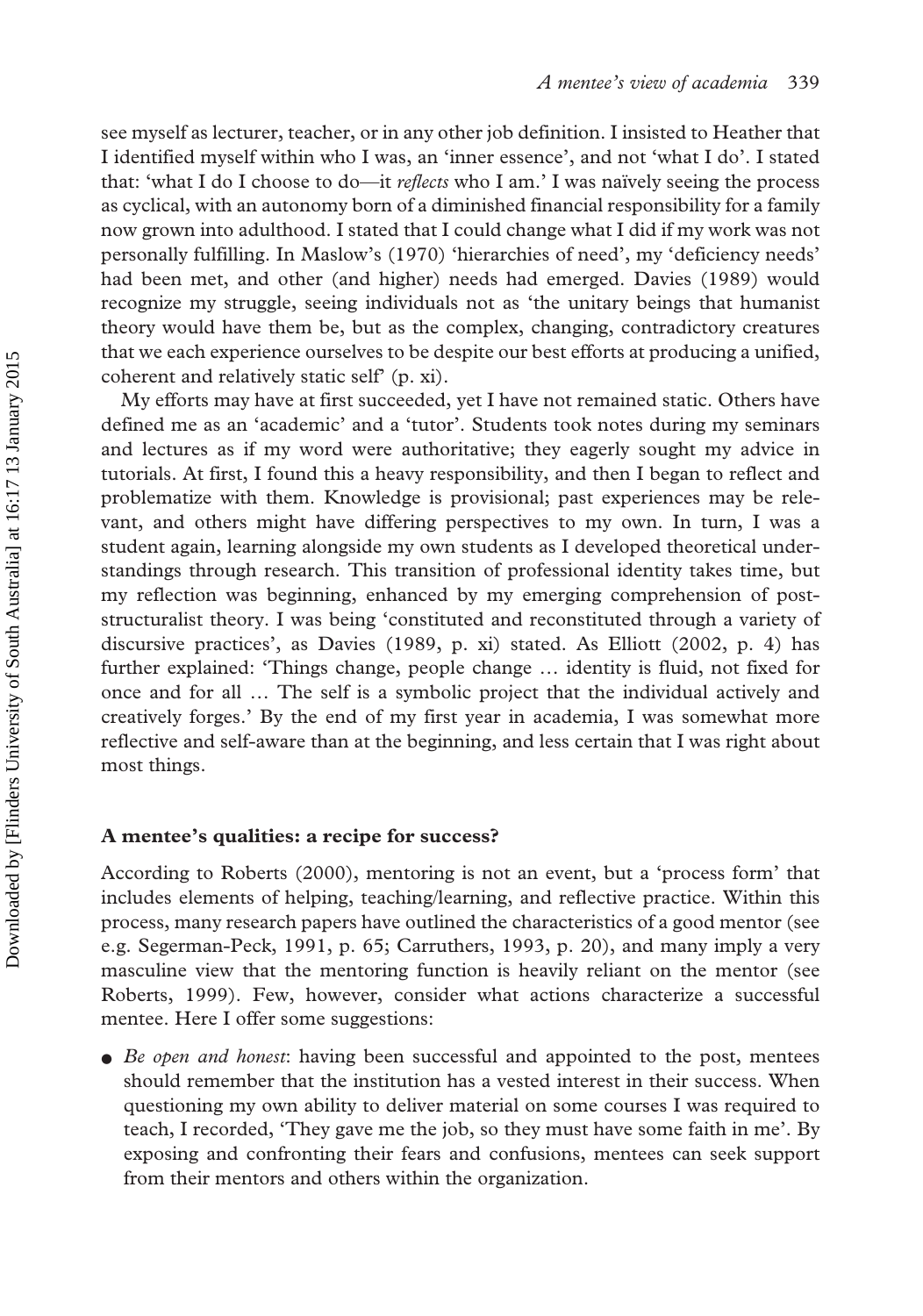see myself as lecturer, teacher, or in any other job definition. I insisted to Heather that I identified myself within who I was, an 'inner essence', and not 'what I do'. I stated that: 'what I do I choose to do—it *reflects* who I am.' I was naïvely seeing the process as cyclical, with an autonomy born of a diminished financial responsibility for a family now grown into adulthood. I stated that I could change what I did if my work was not personally fulfilling. In Maslow's (1970) 'hierarchies of need', my 'deficiency needs' had been met, and other (and higher) needs had emerged. Davies (1989) would recognize my struggle, seeing individuals not as 'the unitary beings that humanist theory would have them be, but as the complex, changing, contradictory creatures that we each experience ourselves to be despite our best efforts at producing a unified, coherent and relatively static self' (p. xi).

My efforts may have at first succeeded, yet I have not remained static. Others have defined me as an 'academic' and a 'tutor'. Students took notes during my seminars and lectures as if my word were authoritative; they eagerly sought my advice in tutorials. At first, I found this a heavy responsibility, and then I began to reflect and problematize with them. Knowledge is provisional; past experiences may be relevant, and others might have differing perspectives to my own. In turn, I was a student again, learning alongside my own students as I developed theoretical understandings through research. This transition of professional identity takes time, but my reflection was beginning, enhanced by my emerging comprehension of post-structuralist theory. I was being 'constituted and reconstituted through a variety of discursive practices', as Davies (1989, p. xi) stated. As Elliott (2002, p. 4) has further explained: 'Things change, people change … identity is fluid, not fixed for once and for all … The self is a symbolic project that the individual actively and creatively forges.' By the end of my first year in academia, I was somewhat more reflective and self-aware than at the beginning, and less certain that I was right about most things.

### A mentee's qualities: a recipe for success?

According to Roberts (2000), mentoring is not an event, but a 'process form' that includes elements of helping, teaching/learning, and reflective practice. Within this process, many research papers have outlined the characteristics of a good mentor (see e.g. Segerman-Peck, 1991, p. 65; Carruthers, 1993, p. 20), and many imply a very masculine view that the mentoring function is heavily reliant on the mentor (see Roberts, 1999). Few, however, consider what actions characterize a successful mentee. Here I offer some suggestions:

- *Be open and honest*: having been successful and appointed to the post, mentees should remember that the institution has a vested interest in their success. When questioning my own ability to deliver material on some courses I was required to teach, I recorded, 'They gave me the job, so they must have some faith in me'. By exposing and confronting their fears and confusions, mentees can seek support from their mentors and others within the organization.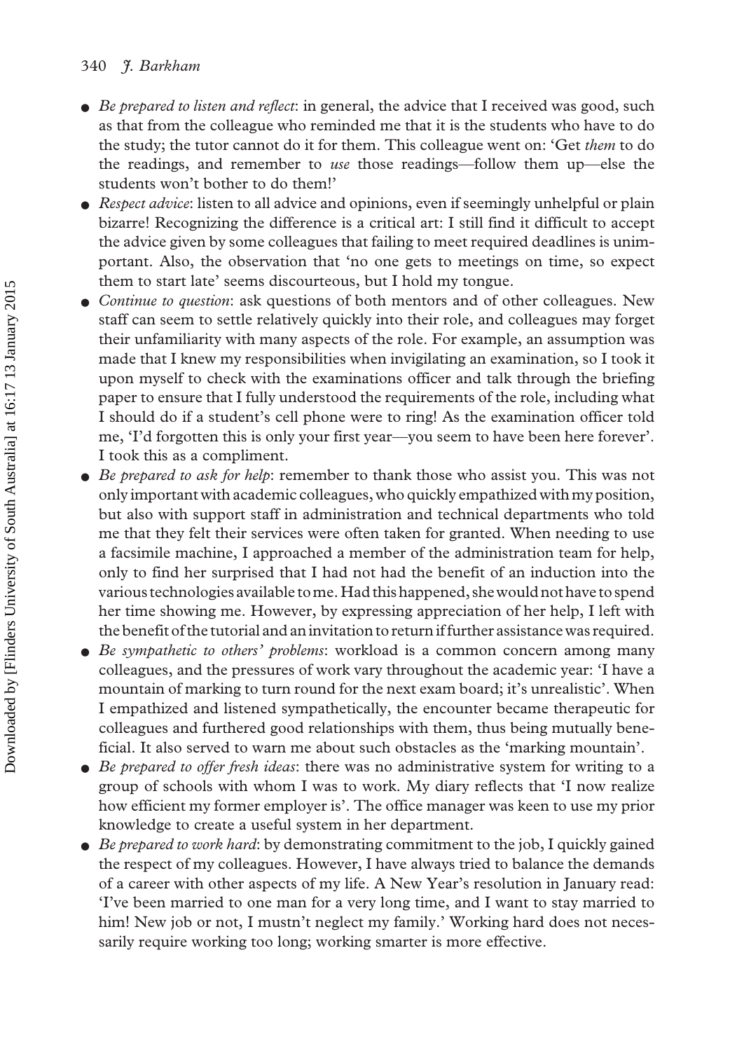- *Be prepared to listen and reflect*: in general, the advice that I received was good, such as that from the colleague who reminded me that it is the students who have to do the study; the tutor cannot do it for them. This colleague went on: 'Get *them* to do the readings, and remember to *use* those readings—follow them up—else the students won't bother to do them!'
- *Respect advice*: listen to all advice and opinions, even if seemingly unhelpful or plain bizarre! Recognizing the difference is a critical art: I still find it difficult to accept the advice given by some colleagues that failing to meet required deadlines is unimportant. Also, the observation that 'no one gets to meetings on time, so expect them to start late' seems discourteous, but I hold my tongue.
- *Continue to question*: ask questions of both mentors and of other colleagues. New staff can seem to settle relatively quickly into their role, and colleagues may forget their unfamiliarity with many aspects of the role. For example, an assumption was made that I knew my responsibilities when invigilating an examination, so I took it upon myself to check with the examinations officer and talk through the briefing paper to ensure that I fully understood the requirements of the role, including what I should do if a student's cell phone were to ring! As the examination officer told me, 'I'd forgotten this is only your first year—you seem to have been here forever'. I took this as a compliment.
- *Be prepared to ask for help*: remember to thank those who assist you. This was not only important with academic colleagues, who quickly empathized with my position, but also with support staff in administration and technical departments who told me that they felt their services were often taken for granted. When needing to use a facsimile machine, I approached a member of the administration team for help, only to find her surprised that I had not had the benefit of an induction into the various technologies available to me. Had this happened, she would not have to spend her time showing me. However, by expressing appreciation of her help, I left with the benefit of the tutorial and an invitation to return if further assistance was required.
- *Be sympathetic to others' problems*: workload is a common concern among many colleagues, and the pressures of work vary throughout the academic year: 'I have a mountain of marking to turn round for the next exam board; it's unrealistic'. When I empathized and listened sympathetically, the encounter became therapeutic for colleagues and furthered good relationships with them, thus being mutually beneficial. It also served to warn me about such obstacles as the 'marking mountain'.
- *Be prepared to offer fresh ideas*: there was no administrative system for writing to a group of schools with whom I was to work. My diary reflects that 'I now realize how efficient my former employer is'. The office manager was keen to use my prior knowledge to create a useful system in her department.
- *Be prepared to work hard*: by demonstrating commitment to the job, I quickly gained the respect of my colleagues. However, I have always tried to balance the demands of a career with other aspects of my life. A New Year's resolution in January read: 'I've been married to one man for a very long time, and I want to stay married to him! New job or not, I mustn't neglect my family.' Working hard does not necessarily require working too long; working smarter is more effective.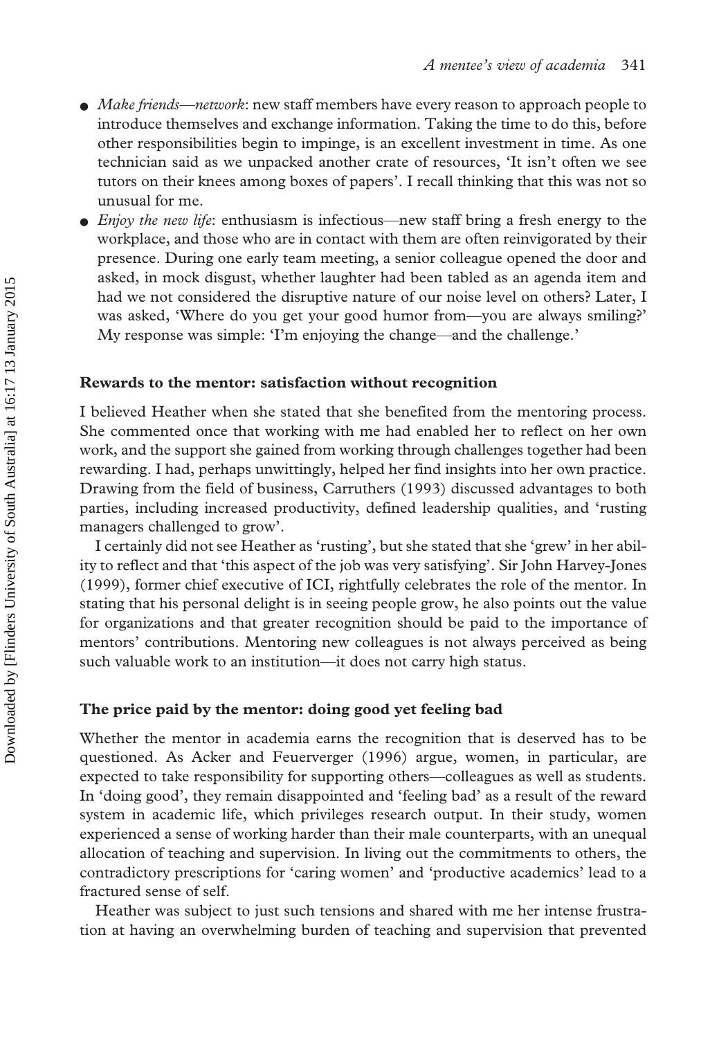- *Make friends—network*: new staff members have every reason to approach people to introduce themselves and exchange information. Taking the time to do this, before other responsibilities begin to impinge, is an excellent investment in time. As one technician said as we unpacked another crate of resources, 'It isn't often we see tutors on their knees among boxes of papers'. I recall thinking that this was not so unusual for me.
- *Enjoy the new life*: enthusiasm is infectious—new staff bring a fresh energy to the workplace, and those who are in contact with them are often reinvigorated by their presence. During one early team meeting, a senior colleague opened the door and asked, in mock disgust, whether laughter had been tabled as an agenda item and had we not considered the disruptive nature of our noise level on others? Later, I was asked, 'Where do you get your good humor from—you are always smiling?' My response was simple: 'I'm enjoying the change—and the challenge.'

### Rewards to the mentor: satisfaction without recognition

I believed Heather when she stated that she benefited from the mentoring process. She commented once that working with me had enabled her to reflect on her own work, and the support she gained from working through challenges together had been rewarding. I had, perhaps unwittingly, helped her find insights into her own practice. Drawing from the field of business, Carruthers (1993) discussed advantages to both parties, including increased productivity, defined leadership qualities, and 'rusting managers challenged to grow'.

I certainly did not see Heather as 'rusting', but she stated that she 'grew' in her ability to reflect and that 'this aspect of the job was very satisfying'. Sir John Harvey-Jones (1999), former chief executive of ICI, rightfully celebrates the role of the mentor. In stating that his personal delight is in seeing people grow, he also points out the value for organizations and that greater recognition should be paid to the importance of mentors' contributions. Mentoring new colleagues is not always perceived as being such valuable work to an institution—it does not carry high status.

### The price paid by the mentor: doing good yet feeling bad

Whether the mentor in academia earns the recognition that is deserved has to be questioned. As Acker and Feuerverger (1996) argue, women, in particular, are expected to take responsibility for supporting others—colleagues as well as students. In 'doing good', they remain disappointed and 'feeling bad' as a result of the reward system in academic life, which privileges research output. In their study, women experienced a sense of working harder than their male counterparts, with an unequal allocation of teaching and supervision. In living out the commitments to others, the contradictory prescriptions for 'caring women' and 'productive academics' lead to a fractured sense of self.

Heather was subject to just such tensions and shared with me her intense frustration at having an overwhelming burden of teaching and supervision that prevented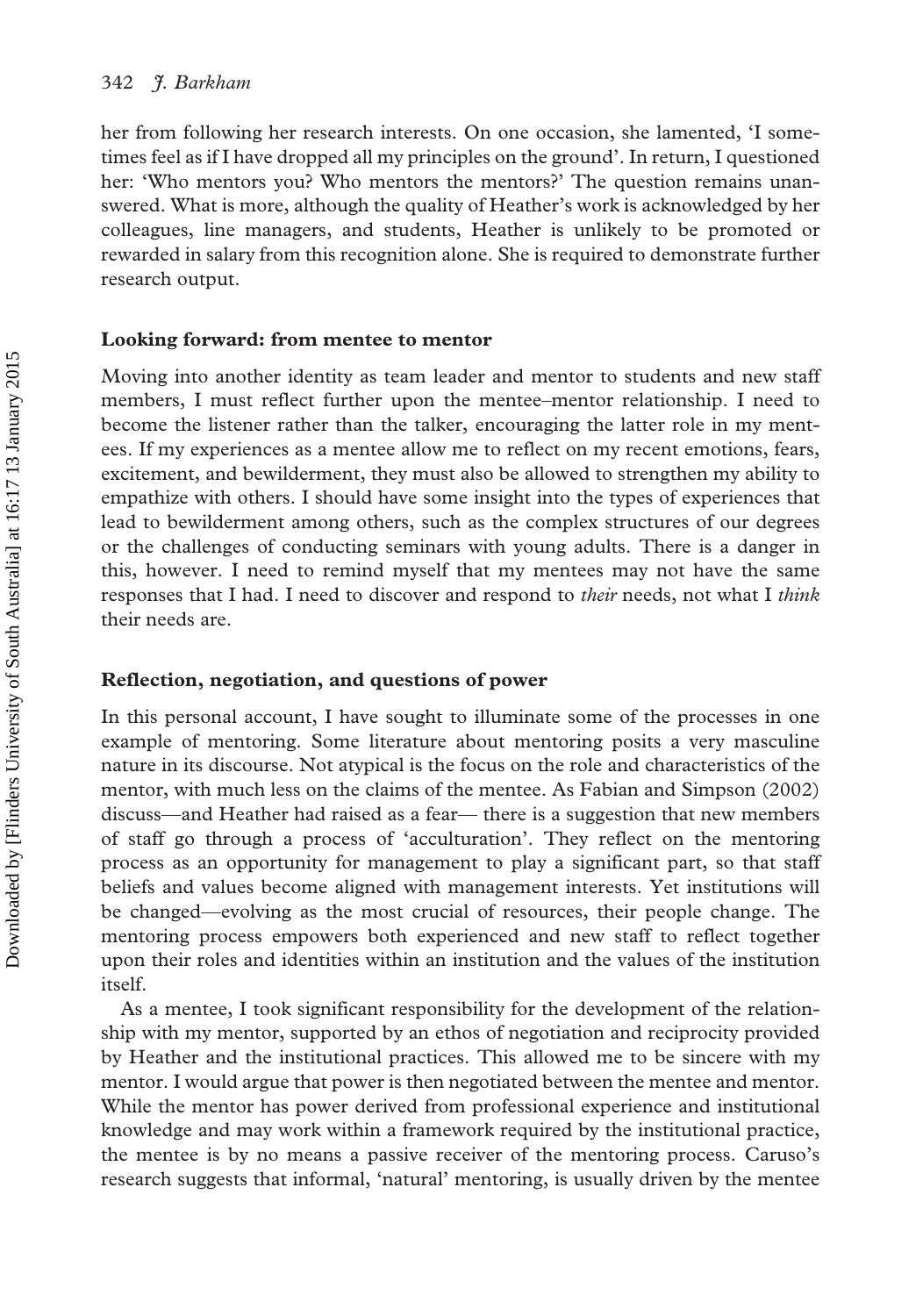her from following her research interests. On one occasion, she lamented, 'I sometimes feel as if I have dropped all my principles on the ground'. In return, I questioned her: 'Who mentors you? Who mentors the mentors?' The question remains unanswered. What is more, although the quality of Heather's work is acknowledged by her colleagues, line managers, and students, Heather is unlikely to be promoted or rewarded in salary from this recognition alone. She is required to demonstrate further research output.

### Looking forward: from mentee to mentor

Moving into another identity as team leader and mentor to students and new staff members, I must reflect further upon the mentee–mentor relationship. I need to become the listener rather than the talker, encouraging the latter role in my mentees. If my experiences as a mentee allow me to reflect on my recent emotions, fears, excitement, and bewilderment, they must also be allowed to strengthen my ability to empathize with others. I should have some insight into the types of experiences that lead to bewilderment among others, such as the complex structures of our degrees or the challenges of conducting seminars with young adults. There is a danger in this, however. I need to remind myself that my mentees may not have the same responses that I had. I need to discover and respond to *their* needs, not what I *think* their needs are.

### Reflection, negotiation, and questions of power

In this personal account, I have sought to illuminate some of the processes in one example of mentoring. Some literature about mentoring posits a very masculine nature in its discourse. Not atypical is the focus on the role and characteristics of the mentor, with much less on the claims of the mentee. As Fabian and Simpson (2002) discuss—and Heather had raised as a fear— there is a suggestion that new members of staff go through a process of 'acculturation'. They reflect on the mentoring process as an opportunity for management to play a significant part, so that staff beliefs and values become aligned with management interests. Yet institutions will be changed—evolving as the most crucial of resources, their people change. The mentoring process empowers both experienced and new staff to reflect together upon their roles and identities within an institution and the values of the institution itself.

As a mentee, I took significant responsibility for the development of the relationship with my mentor, supported by an ethos of negotiation and reciprocity provided by Heather and the institutional practices. This allowed me to be sincere with my mentor. I would argue that power is then negotiated between the mentee and mentor. While the mentor has power derived from professional experience and institutional knowledge and may work within a framework required by the institutional practice, the mentee is by no means a passive receiver of the mentoring process. Caruso's research suggests that informal, 'natural' mentoring, is usually driven by the mentee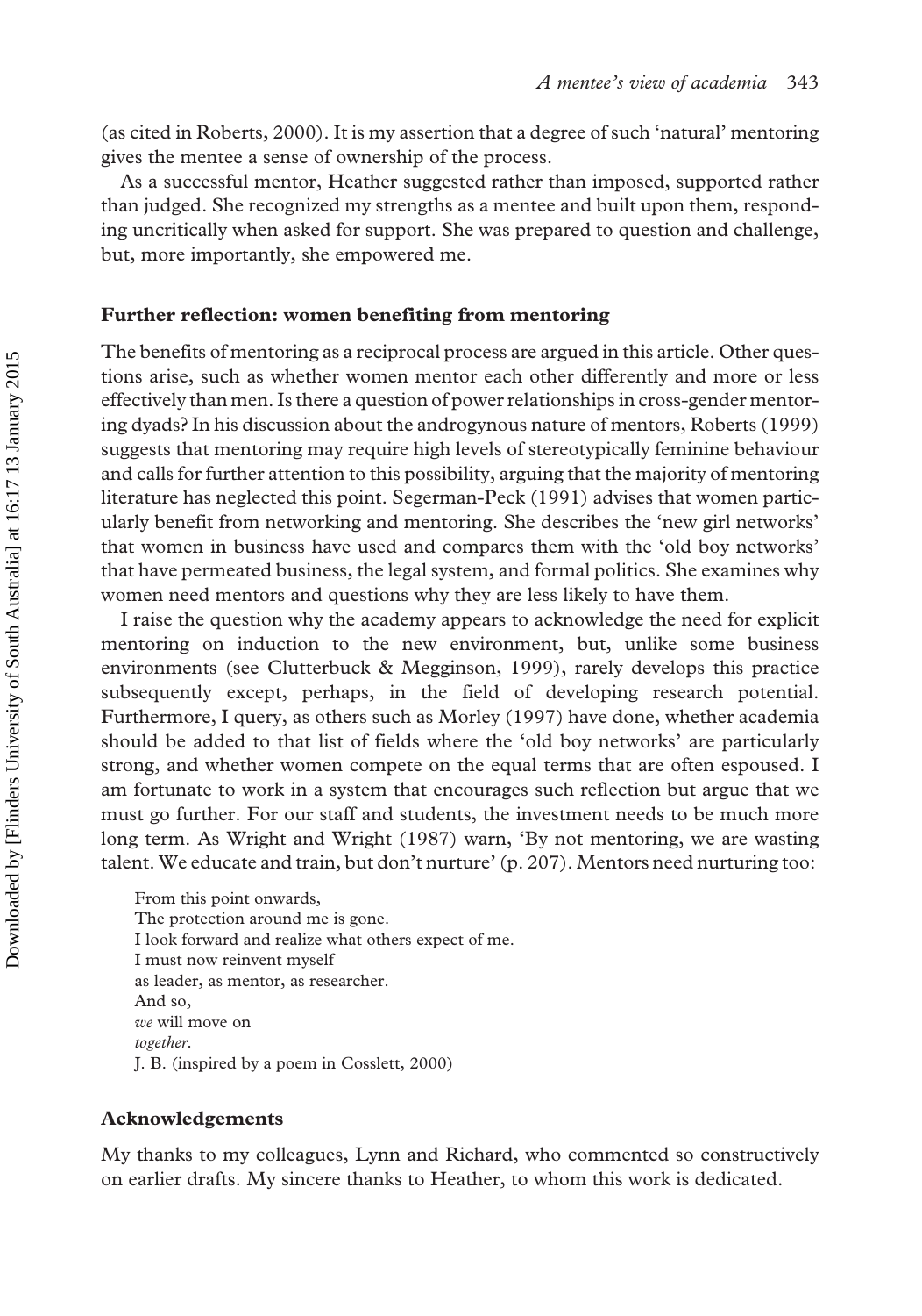(as cited in Roberts, 2000). It is my assertion that a degree of such 'natural' mentoring gives the mentee a sense of ownership of the process.

As a successful mentor, Heather suggested rather than imposed, supported rather than judged. She recognized my strengths as a mentee and built upon them, responding uncritically when asked for support. She was prepared to question and challenge, but, more importantly, she empowered me.

### Further reflection: women benefiting from mentoring

The benefits of mentoring as a reciprocal process are argued in this article. Other questions arise, such as whether women mentor each other differently and more or less effectively than men. Is there a question of power relationships in cross-gender mentoring dyads? In his discussion about the androgynous nature of mentors, Roberts (1999) suggests that mentoring may require high levels of stereotypically feminine behaviour and calls for further attention to this possibility, arguing that the majority of mentoring literature has neglected this point. Segerman-Peck (1991) advises that women particularly benefit from networking and mentoring. She describes the 'new girl networks' that women in business have used and compares them with the 'old boy networks' that have permeated business, the legal system, and formal politics. She examines why women need mentors and questions why they are less likely to have them.

I raise the question why the academy appears to acknowledge the need for explicit mentoring on induction to the new environment, but, unlike some business environments (see Clutterbuck & Megginson, 1999), rarely develops this practice subsequently except, perhaps, in the field of developing research potential. Furthermore, I query, as others such as Morley (1997) have done, whether academia should be added to that list of fields where the 'old boy networks' are particularly strong, and whether women compete on the equal terms that are often espoused. I am fortunate to work in a system that encourages such reflection but argue that we must go further. For our staff and students, the investment needs to be much more long term. As Wright and Wright (1987) warn, 'By not mentoring, we are wasting talent. We educate and train, but don't nurture' (p. 207). Mentors need nurturing too:

> From this point onwards,
> The protection around me is gone.
> I look forward and realize what others expect of me.
> I must now reinvent myself
> as leader, as mentor, as researcher.
> And so,
> *we* will move on
> *together*.
> J. B. (inspired by a poem in Cosslett, 2000)

### Acknowledgements

My thanks to my colleagues, Lynn and Richard, who commented so constructively on earlier drafts. My sincere thanks to Heather, to whom this work is dedicated.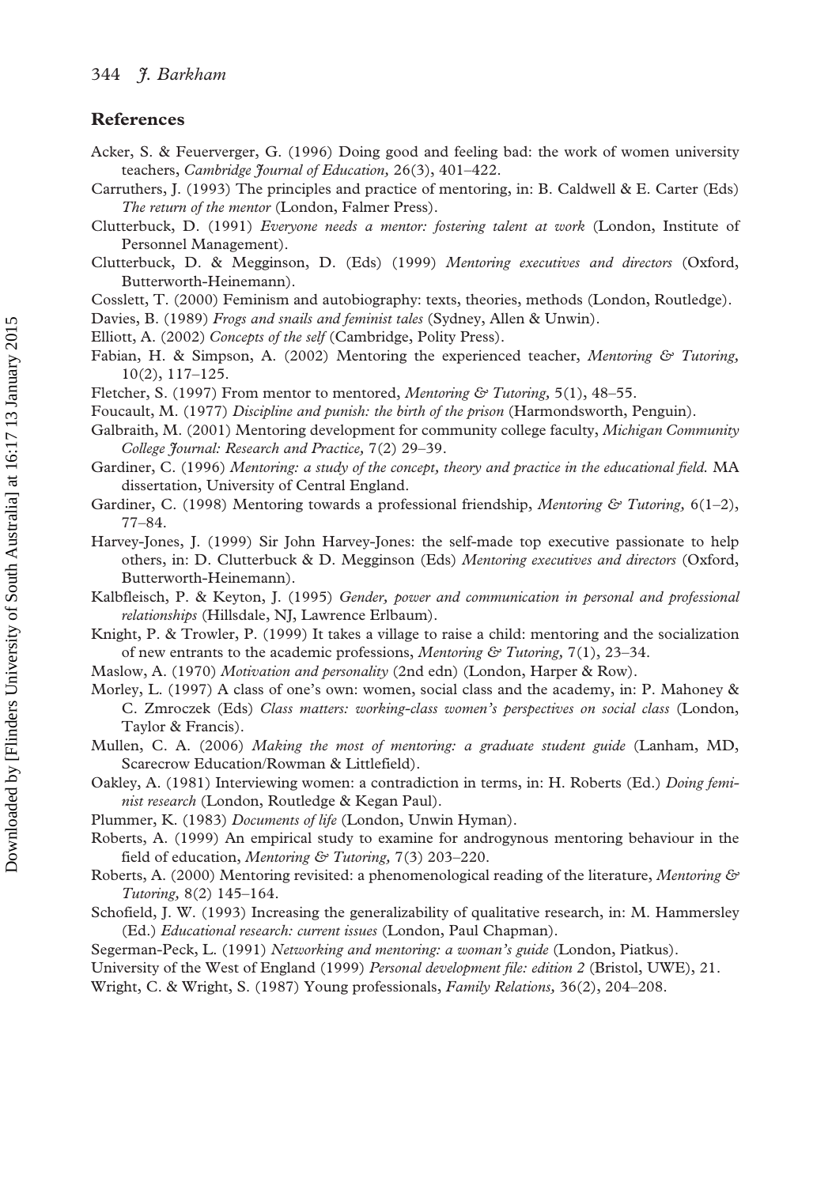## References

Acker, S. & Feuerverger, G. (1996) Doing good and feeling bad: the work of women university teachers, *Cambridge Journal of Education,* 26(3), 401–422.

Carruthers, J. (1993) The principles and practice of mentoring, in: B. Caldwell & E. Carter (Eds) *The return of the mentor* (London, Falmer Press).

Clutterbuck, D. (1991) *Everyone needs a mentor: fostering talent at work* (London, Institute of Personnel Management).

Clutterbuck, D. & Megginson, D. (Eds) (1999) *Mentoring executives and directors* (Oxford, Butterworth-Heinemann).

Cosslett, T. (2000) Feminism and autobiography: texts, theories, methods (London, Routledge).

Davies, B. (1989) *Frogs and snails and feminist tales* (Sydney, Allen & Unwin).

Elliott, A. (2002) *Concepts of the self* (Cambridge, Polity Press).

Fabian, H. & Simpson, A. (2002) Mentoring the experienced teacher, *Mentoring & Tutoring,* 10(2), 117–125.

Fletcher, S. (1997) From mentor to mentored, *Mentoring & Tutoring,* 5(1), 48–55.

Foucault, M. (1977) *Discipline and punish: the birth of the prison* (Harmondsworth, Penguin).

Galbraith, M. (2001) Mentoring development for community college faculty, *Michigan Community College Journal: Research and Practice,* 7(2) 29–39.

Gardiner, C. (1996) *Mentoring: a study of the concept, theory and practice in the educational field.* MA dissertation, University of Central England.

Gardiner, C. (1998) Mentoring towards a professional friendship, *Mentoring & Tutoring,* 6(1–2), 77–84.

Harvey-Jones, J. (1999) Sir John Harvey-Jones: the self-made top executive passionate to help others, in: D. Clutterbuck & D. Megginson (Eds) *Mentoring executives and directors* (Oxford, Butterworth-Heinemann).

Kalbfleisch, P. & Keyton, J. (1995) *Gender, power and communication in personal and professional relationships* (Hillsdale, NJ, Lawrence Erlbaum).

Knight, P. & Trowler, P. (1999) It takes a village to raise a child: mentoring and the socialization of new entrants to the academic professions, *Mentoring & Tutoring,* 7(1), 23–34.

Maslow, A. (1970) *Motivation and personality* (2nd edn) (London, Harper & Row).

Morley, L. (1997) A class of one's own: women, social class and the academy, in: P. Mahoney & C. Zmroczek (Eds) *Class matters: working-class women's perspectives on social class* (London, Taylor & Francis).

Mullen, C. A. (2006) *Making the most of mentoring: a graduate student guide* (Lanham, MD, Scarecrow Education/Rowman & Littlefield).

Oakley, A. (1981) Interviewing women: a contradiction in terms, in: H. Roberts (Ed.) *Doing feminist research* (London, Routledge & Kegan Paul).

Plummer, K. (1983) *Documents of life* (London, Unwin Hyman).

Roberts, A. (1999) An empirical study to examine for androgynous mentoring behaviour in the field of education, *Mentoring & Tutoring,* 7(3) 203–220.

Roberts, A. (2000) Mentoring revisited: a phenomenological reading of the literature, *Mentoring & Tutoring,* 8(2) 145–164.

Schofield, J. W. (1993) Increasing the generalizability of qualitative research, in: M. Hammersley (Ed.) *Educational research: current issues* (London, Paul Chapman).

Segerman-Peck, L. (1991) *Networking and mentoring: a woman's guide* (London, Piatkus).

University of the West of England (1999) *Personal development file: edition 2* (Bristol, UWE), 21.

Wright, C. & Wright, S. (1987) Young professionals, *Family Relations,* 36(2), 204–208.